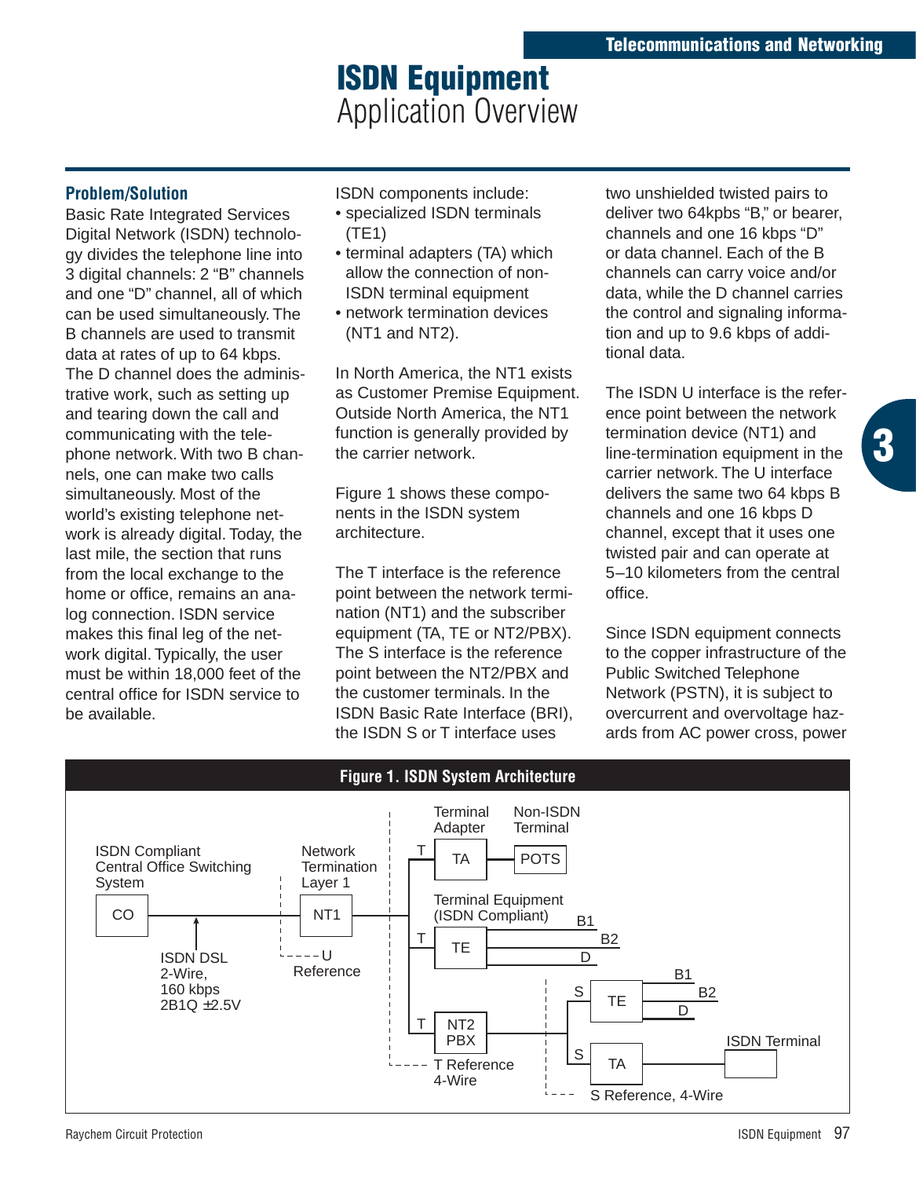# ISDN Equipment
## Application Overview

### Problem/Solution

Basic Rate Integrated Services Digital Network (ISDN) technology divides the telephone line into 3 digital channels: 2 "B" channels and one "D" channel, all of which can be used simultaneously. The B channels are used to transmit data at rates of up to 64 kbps. The D channel does the administrative work, such as setting up and tearing down the call and communicating with the telephone network. With two B channels, one can make two calls simultaneously. Most of the world's existing telephone network is already digital. Today, the last mile, the section that runs from the local exchange to the home or office, remains an analog connection. ISDN service makes this final leg of the network digital. Typically, the user must be within 18,000 feet of the central office for ISDN service to be available.

ISDN components include:

- specialized ISDN terminals (TE1)
- terminal adapters (TA) which allow the connection of non-ISDN terminal equipment
- network termination devices (NT1 and NT2).

In North America, the NT1 exists as Customer Premise Equipment. Outside North America, the NT1 function is generally provided by the carrier network.

Figure 1 shows these components in the ISDN system architecture.

The T interface is the reference point between the network termination (NT1) and the subscriber equipment (TA, TE or NT2/PBX). The S interface is the reference point between the NT2/PBX and the customer terminals. In the ISDN Basic Rate Interface (BRI), the ISDN S or T interface uses two unshielded twisted pairs to deliver two 64kpbs "B," or bearer, channels and one 16 kbps "D" or data channel. Each of the B channels can carry voice and/or data, while the D channel carries the control and signaling information and up to 9.6 kbps of additional data.

The ISDN U interface is the reference point between the network termination device (NT1) and line-termination equipment in the carrier network. The U interface delivers the same two 64 kbps B channels and one 16 kbps D channel, except that it uses one twisted pair and can operate at 5–10 kilometers from the central office.

Since ISDN equipment connects to the copper infrastructure of the Public Switched Telephone Network (PSTN), it is subject to overcurrent and overvoltage hazards from AC power cross, power

**Figure 1. ISDN System Architecture**

ISDN Compliant Central Office Switching System — CO; ISDN DSL 2-Wire, 160 kbps 2B1Q ±2.5V; Network Termination Layer 1 — NT1; U Reference; T — Terminal Adapter (TA) — Non-ISDN Terminal (POTS); T — Terminal Equipment (ISDN Compliant) TE — B1, B2, D; T — NT2 PBX; T Reference 4-Wire; S — TE — B1, B2, D; S — TA — ISDN Terminal; S Reference, 4-Wire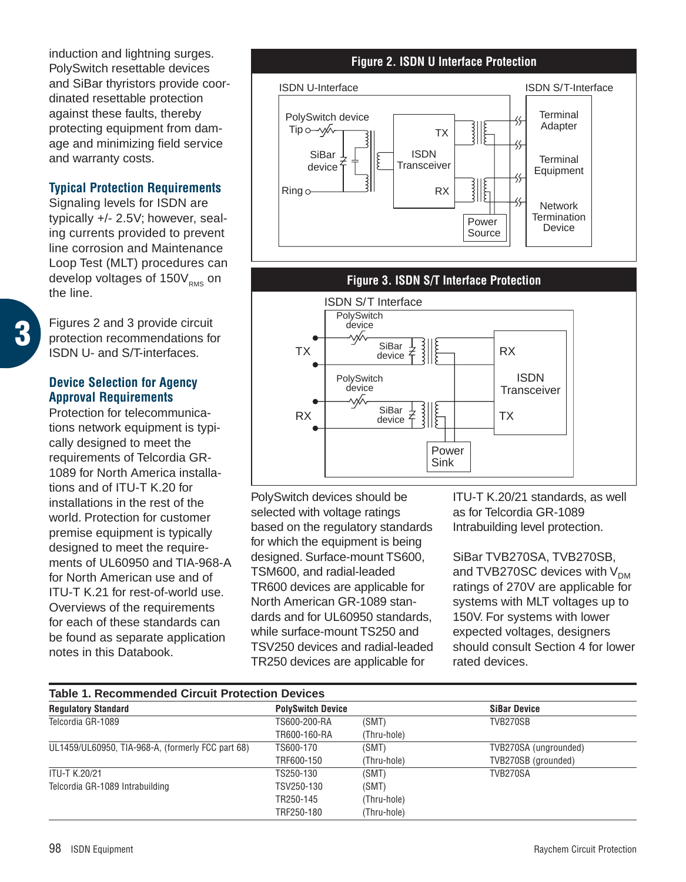induction and lightning surges. PolySwitch resettable devices and SiBar thyristors provide coordinated resettable protection against these faults, thereby protecting equipment from damage and minimizing field service and warranty costs.

### Typical Protection Requirements

Signaling levels for ISDN are typically +/- 2.5V; however, sealing currents provided to prevent line corrosion and Maintenance Loop Test (MLT) procedures can develop voltages of $150V_{RMS}$ on the line.

Figures 2 and 3 provide circuit protection recommendations for ISDN U- and S/T-interfaces.

### Device Selection for Agency Approval Requirements

Protection for telecommunications network equipment is typically designed to meet the requirements of Telcordia GR-1089 for North America installations and of ITU-T K.20 for installations in the rest of the world. Protection for customer premise equipment is typically designed to meet the requirements of UL60950 and TIA-968-A for North American use and of ITU-T K.21 for rest-of-world use. Overviews of the requirements for each of these standards can be found as separate application notes in this Databook.

**Figure 2. ISDN U Interface Protection**

ISDN U-Interface
ISDN S/T-Interface
PolySwitch device
Tip
SiBar device
Ring
TX
ISDN Transceiver
RX
Power Source
Terminal Adapter
Terminal Equipment
Network Termination Device

**Figure 3. ISDN S/T Interface Protection**

ISDN S/T Interface
PolySwitch device
TX
SiBar device
PolySwitch device
RX
SiBar device
RX
ISDN Transceiver
TX
Power Sink

PolySwitch devices should be selected with voltage ratings based on the regulatory standards for which the equipment is being designed. Surface-mount TS600, TSM600, and radial-leaded TR600 devices are applicable for North American GR-1089 standards and for UL60950 standards, while surface-mount TS250 and TSV250 devices and radial-leaded TR250 devices are applicable for ITU-T K.20/21 standards, as well as for Telcordia GR-1089 Intrabuilding level protection.

SiBar TVB270SA, TVB270SB, and TVB270SC devices with $V_{DM}$ ratings of 270V are applicable for systems with MLT voltages up to 150V. For systems with lower expected voltages, designers should consult Section 4 for lower rated devices.

**Table 1. Recommended Circuit Protection Devices**

| Regulatory Standard | PolySwitch Device | | SiBar Device |
|---|---|---|---|
| Telcordia GR-1089 | TS600-200-RA | (SMT) | TVB270SB |
| | TR600-160-RA | (Thru-hole) | |
| UL1459/UL60950, TIA-968-A, (formerly FCC part 68) | TS600-170 | (SMT) | TVB270SA (ungrounded) |
| | TRF600-150 | (Thru-hole) | TVB270SB (grounded) |
| ITU-T K.20/21 | TS250-130 | (SMT) | TVB270SA |
| Telcordia GR-1089 Intrabuilding | TSV250-130 | (SMT) | |
| | TR250-145 | (Thru-hole) | |
| | TRF250-180 | (Thru-hole) | |